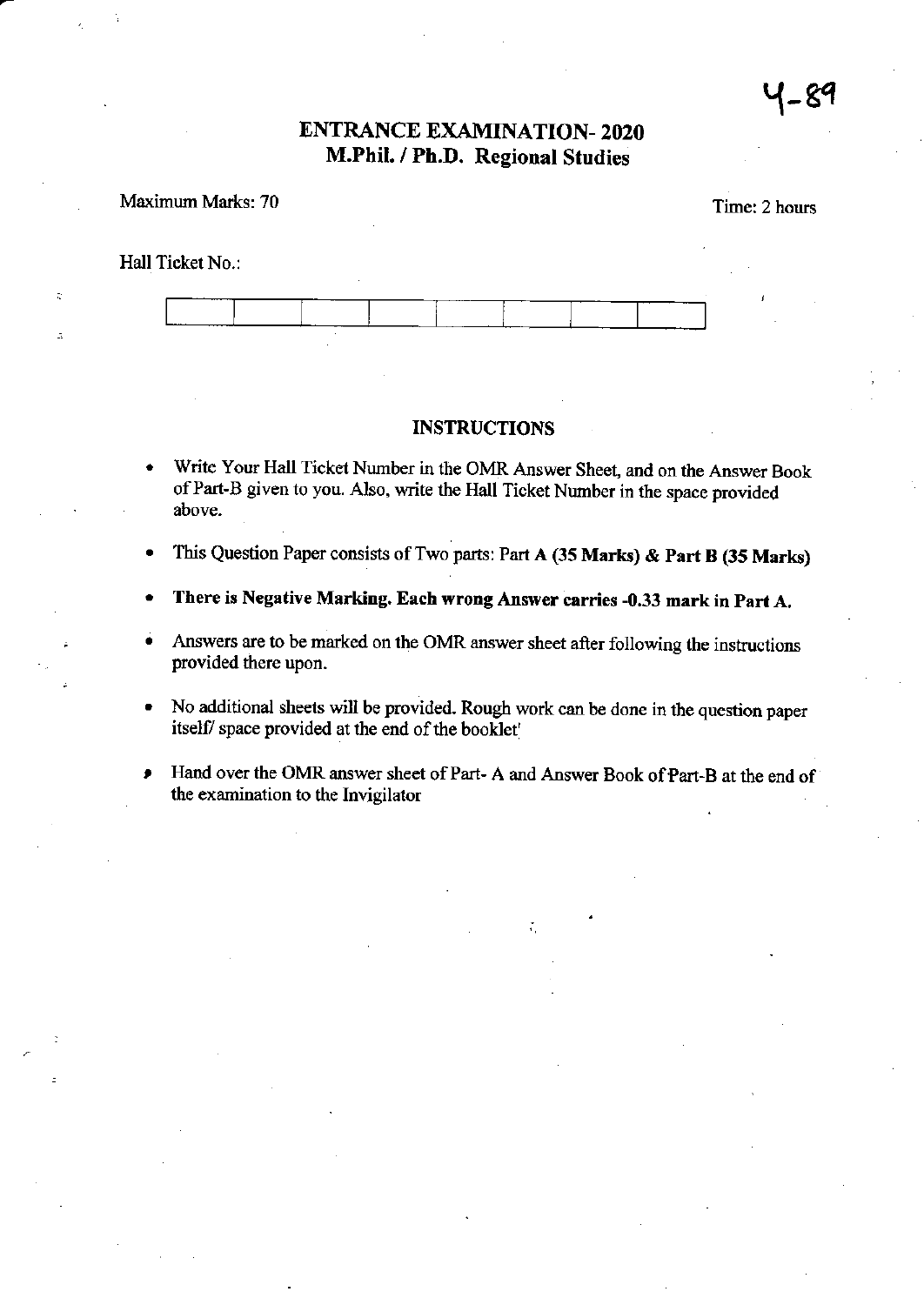Y-89

# ENTRANCE EXAMINATION- 2020
## M.Phil. / Ph.D. Regional Studies

Maximum Marks: 70

Time: 2 hours

Hall Ticket No.:

| | | | | | | | |
|---|---|---|---|---|---|---|---|
| | | | | | | | |

### INSTRUCTIONS

- Write Your Hall Ticket Number in the OMR Answer Sheet, and on the Answer Book of Part-B given to you. Also, write the Hall Ticket Number in the space provided above.
- This Question Paper consists of Two parts: Part **A (35 Marks)** & **Part B (35 Marks)**
- **There is Negative Marking. Each wrong Answer carries -0.33 mark in Part A.**
- Answers are to be marked on the OMR answer sheet after following the instructions provided there upon.
- No additional sheets will be provided. Rough work can be done in the question paper itself/ space provided at the end of the booklet'
- Hand over the OMR answer sheet of Part- A and Answer Book of Part-B at the end of the examination to the Invigilator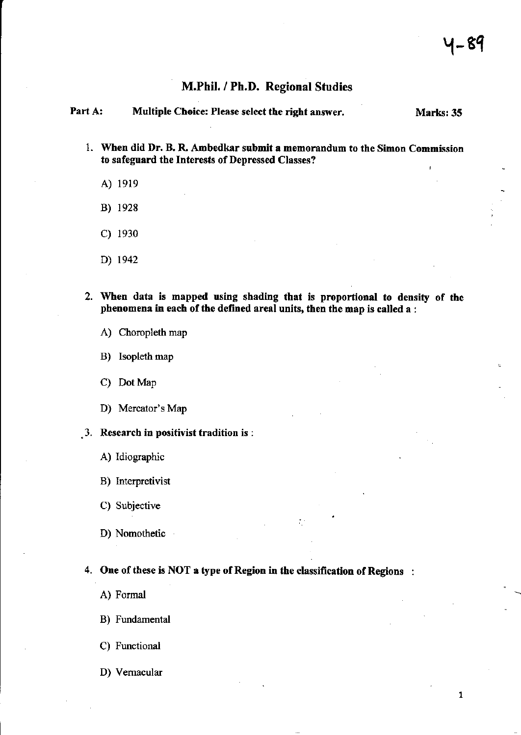# M.Phil. / Ph.D. Regional Studies

**Part A: Multiple Choice: Please select the right answer. Marks: 35**

1. **When did Dr. B. R. Ambedkar submit a memorandum to the Simon Commission to safeguard the Interests of Depressed Classes?**

   A) 1919

   B) 1928

   C) 1930

   D) 1942

2. **When data is mapped using shading that is proportional to density of the phenomena in each of the defined areal units, then the map is called a :**

   A) Choropleth map

   B) Isopleth map

   C) Dot Map

   D) Mercator's Map

3. **Research in positivist tradition is :**

   A) Idiographic

   B) Interpretivist

   C) Subjective

   D) Nomothetic

4. **One of these is NOT a type of Region in the classification of Regions :**

   A) Formal

   B) Fundamental

   C) Functional

   D) Vernacular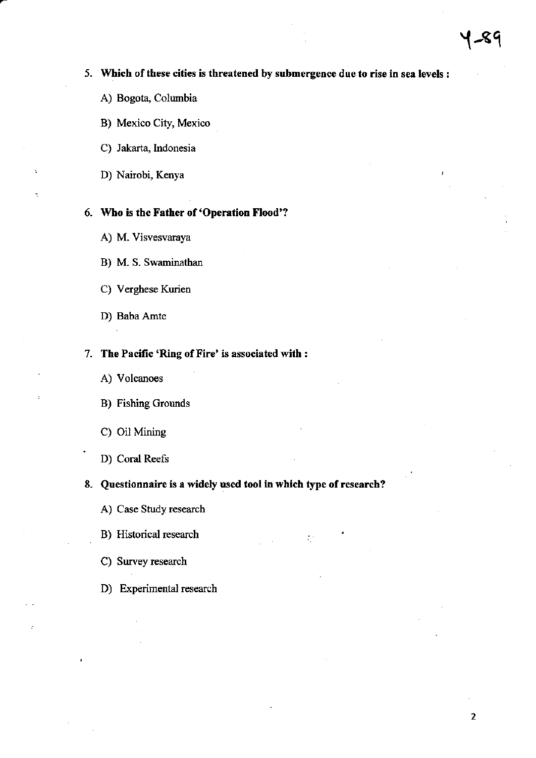**5. Which of these cities is threatened by submergence due to rise in sea levels :**

A) Bogota, Columbia

B) Mexico City, Mexico

C) Jakarta, Indonesia

D) Nairobi, Kenya

**6. Who is the Father of 'Operation Flood'?**

A) M. Visvesvaraya

B) M. S. Swaminathan

C) Verghese Kurien

D) Baba Amte

**7. The Pacific 'Ring of Fire' is associated with :**

A) Volcanoes

B) Fishing Grounds

C) Oil Mining

D) Coral Reefs

**8. Questionnaire is a widely used tool in which type of research?**

A) Case Study research

B) Historical research

C) Survey research

D) Experimental research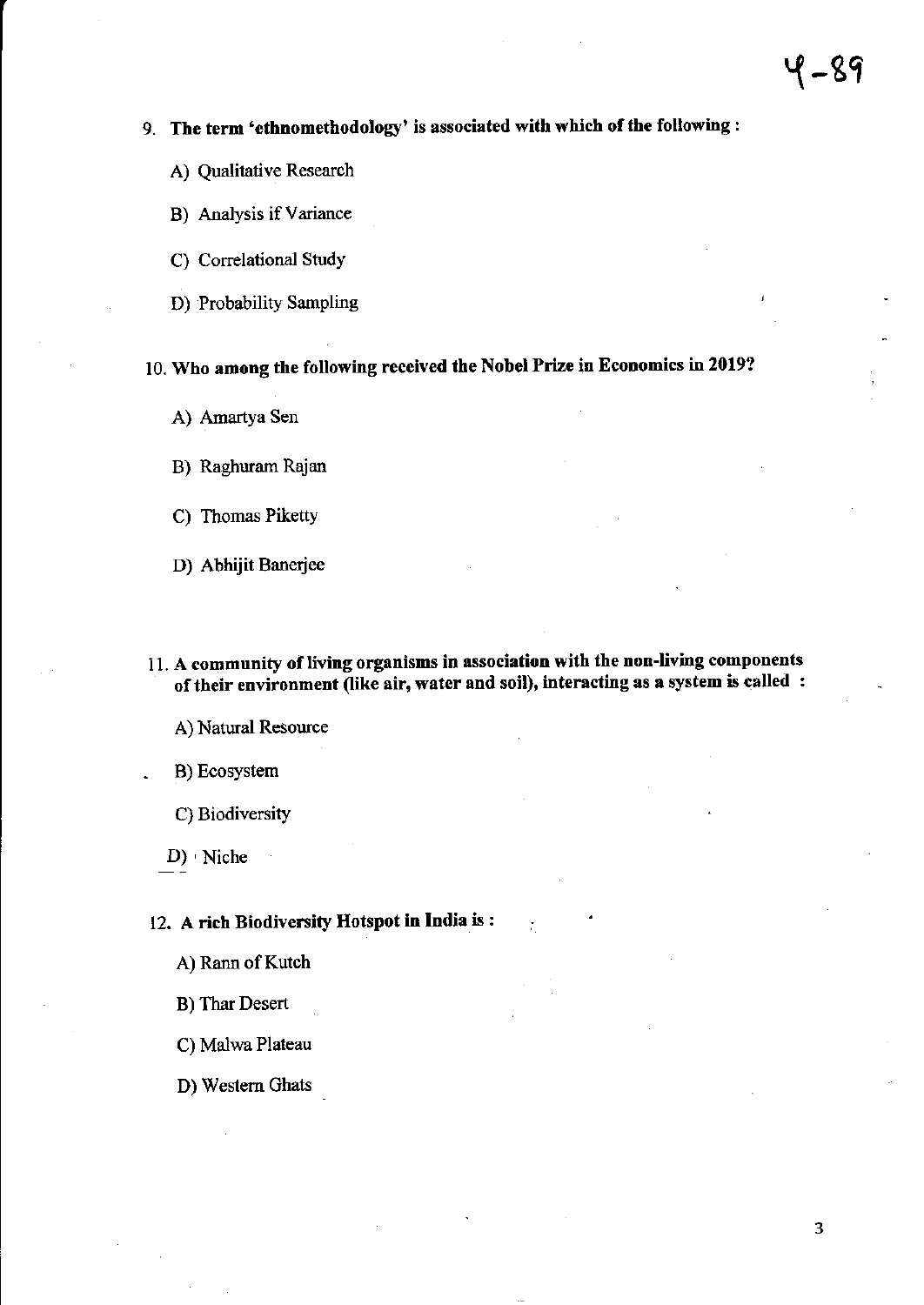9. **The term 'ethnomethodology' is associated with which of the following :**

   A) Qualitative Research

   B) Analysis if Variance

   C) Correlational Study

   D) Probability Sampling

10. **Who among the following received the Nobel Prize in Economics in 2019?**

    A) Amartya Sen

    B) Raghuram Rajan

    C) Thomas Piketty

    D) Abhijit Banerjee

11. **A community of living organisms in association with the non-living components of their environment (like air, water and soil), interacting as a system is called :**

    A) Natural Resource

    B) Ecosystem

    C) Biodiversity

    D) Niche

12. **A rich Biodiversity Hotspot in India is :**

    A) Rann of Kutch

    B) Thar Desert

    C) Malwa Plateau

    D) Western Ghats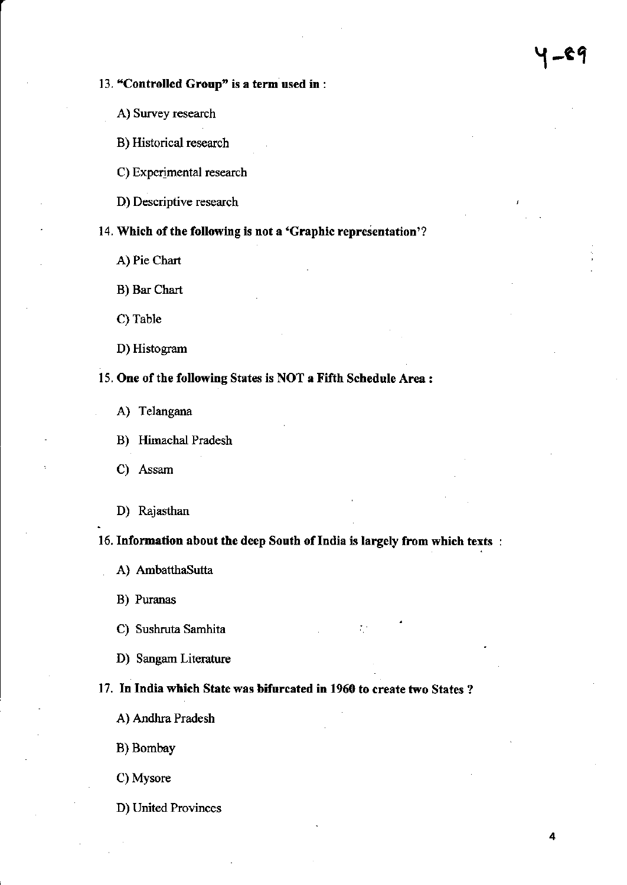**13. "Controlled Group" is a term used in :**

A) Survey research

B) Historical research

C) Experimental research

D) Descriptive research

**14. Which of the following is not a 'Graphic representation'?**

A) Pie Chart

B) Bar Chart

C) Table

D) Histogram

**15. One of the following States is NOT a Fifth Schedule Area :**

A) Telangana

B) Himachal Pradesh

C) Assam

D) Rajasthan

**16. Information about the deep South of India is largely from which texts :**

A) AmbatthaSutta

B) Puranas

C) Sushruta Samhita

D) Sangam Literature

**17. In India which State was bifurcated in 1960 to create two States ?**

A) Andhra Pradesh

B) Bombay

C) Mysore

D) United Provinces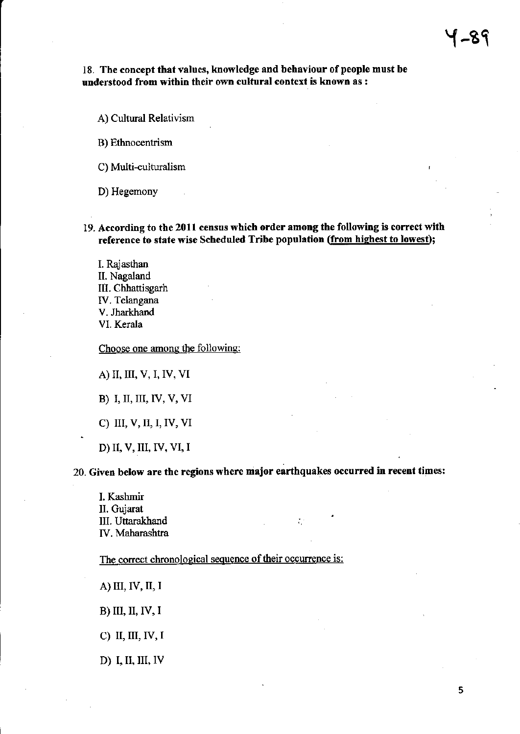**18. The concept that values, knowledge and behaviour of people must be understood from within their own cultural context is known as :**

A) Cultural Relativism

B) Ethnocentrism

C) Multi-culturalism

D) Hegemony

**19. According to the 2011 census which order among the following is correct with reference to state wise Scheduled Tribe population (from highest to lowest);**

I. Rajasthan
II. Nagaland
III. Chhattisgarh
IV. Telangana
V. Jharkhand
VI. Kerala

Choose one among the following:

A) II, III, V, I, IV, VI

B) I, II, III, IV, V, VI

C) III, V, II, I, IV, VI

D) II, V, III, IV, VI, I

**20. Given below are the regions where major earthquakes occurred in recent times:**

I. Kashmir
II. Gujarat
III. Uttarakhand
IV. Maharashtra

The correct chronological sequence of their occurrence is:

A) III, IV, II, I

B) III, II, IV, I

C) II, III, IV, I

D) I, II, III, IV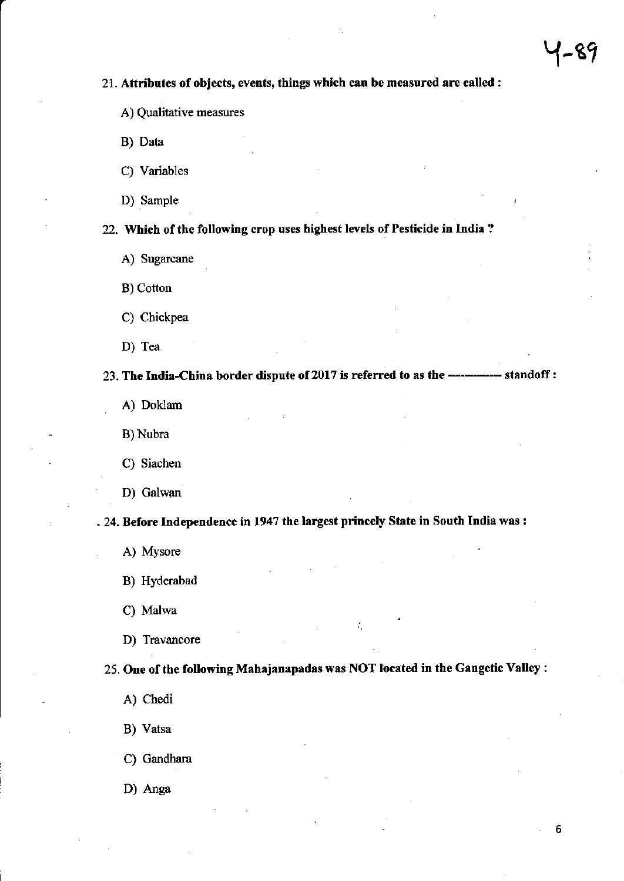21. **Attributes of objects, events, things which can be measured are called :**

    A) Qualitative measures

    B) Data

    C) Variables

    D) Sample

22. **Which of the following crop uses highest levels of Pesticide in India ?**

    A) Sugarcane

    B) Cotton

    C) Chickpea

    D) Tea

23. **The India-China border dispute of 2017 is referred to as the ---------- standoff :**

    A) Doklam

    B) Nubra

    C) Siachen

    D) Galwan

24. **Before Independence in 1947 the largest princely State in South India was :**

    A) Mysore

    B) Hyderabad

    C) Malwa

    D) Travancore

25. **One of the following Mahajanapadas was NOT located in the Gangetic Valley :**

    A) Chedi

    B) Vatsa

    C) Gandhara

    D) Anga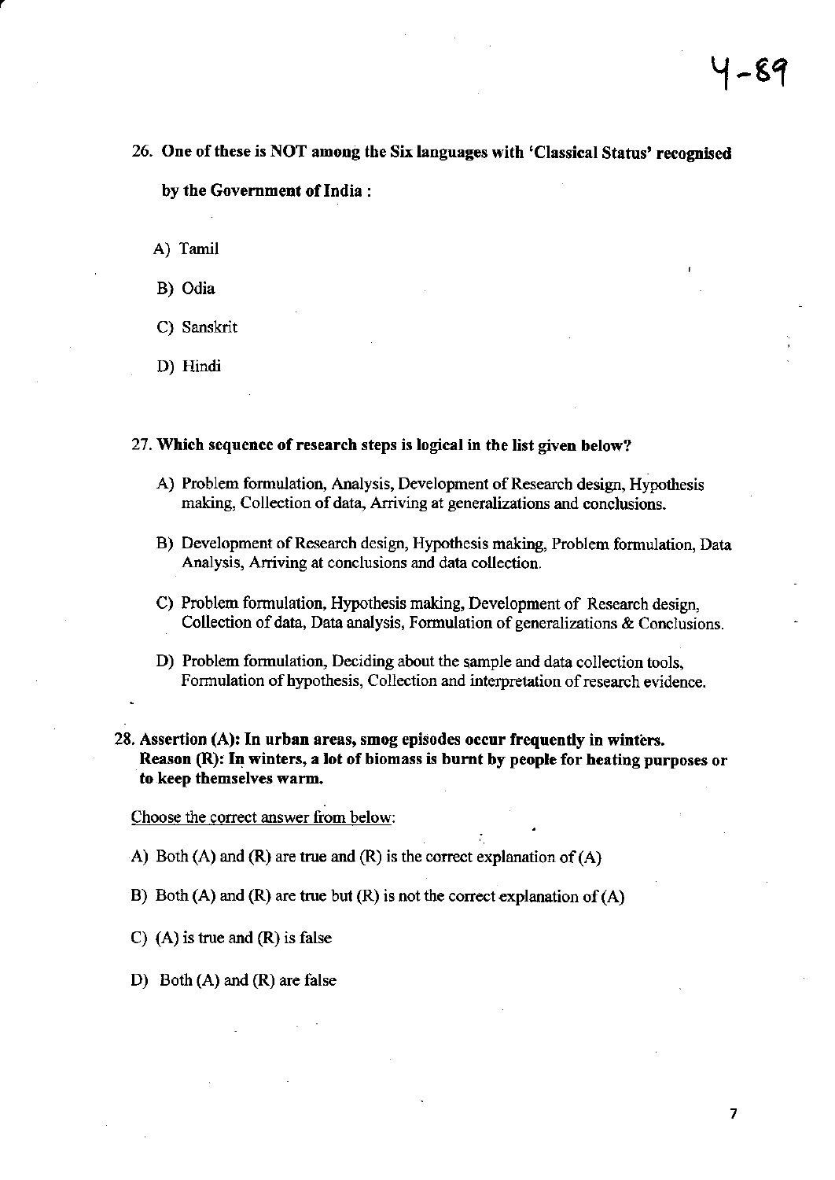4-89

**26. One of these is NOT among the Six languages with 'Classical Status' recognised by the Government of India :**

A) Tamil

B) Odia

C) Sanskrit

D) Hindi

**27. Which sequence of research steps is logical in the list given below?**

A) Problem formulation, Analysis, Development of Research design, Hypothesis making, Collection of data, Arriving at generalizations and conclusions.

B) Development of Research design, Hypothesis making, Problem formulation, Data Analysis, Arriving at conclusions and data collection.

C) Problem formulation, Hypothesis making, Development of Research design, Collection of data, Data analysis, Formulation of generalizations & Conclusions.

D) Problem formulation, Deciding about the sample and data collection tools, Formulation of hypothesis, Collection and interpretation of research evidence.

**28. Assertion (A): In urban areas, smog episodes occur frequently in winters.**
**Reason (R): In winters, a lot of biomass is burnt by people for heating purposes or to keep themselves warm.**

Choose the correct answer from below:

A) Both (A) and (R) are true and (R) is the correct explanation of (A)

B) Both (A) and (R) are true but (R) is not the correct explanation of (A)

C) (A) is true and (R) is false

D) Both (A) and (R) are false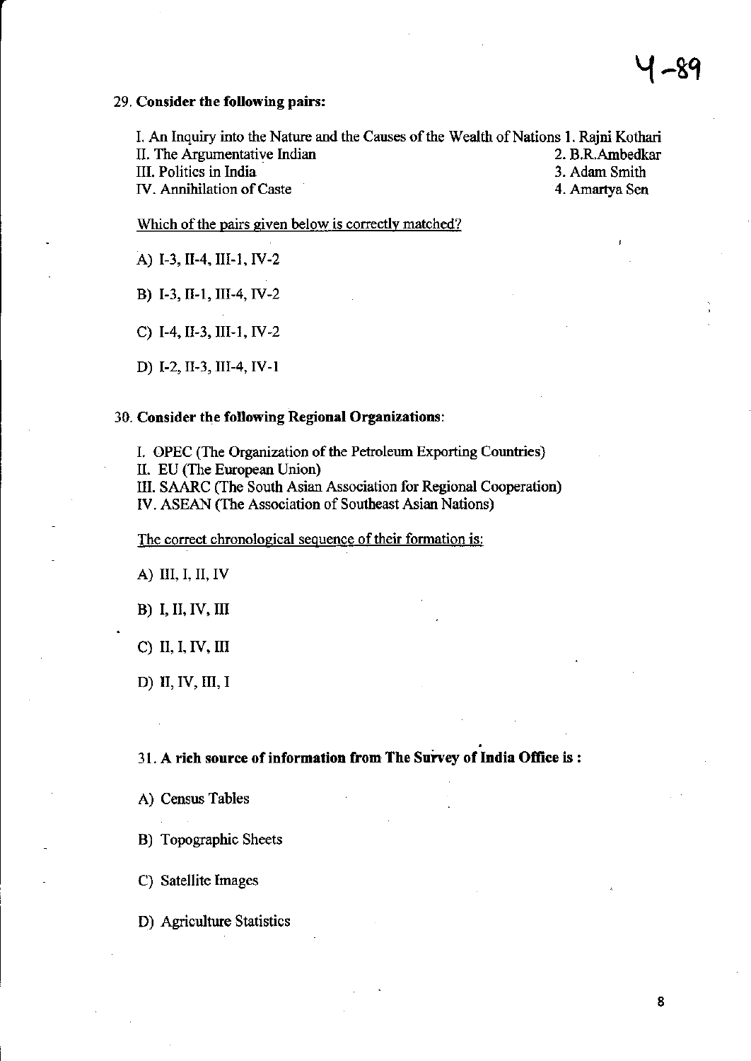**29. Consider the following pairs:**

| | |
|---|---|
| I. An Inquiry into the Nature and the Causes of the Wealth of Nations | 1. Rajni Kothari |
| II. The Argumentative Indian | 2. B.R.Ambedkar |
| III. Politics in India | 3. Adam Smith |
| IV. Annihilation of Caste | 4. Amartya Sen |

Which of the pairs given below is correctly matched?

A) I-3, II-4, III-1, IV-2

B) I-3, II-1, III-4, IV-2

C) I-4, II-3, III-1, IV-2

D) I-2, II-3, III-4, IV-1

**30. Consider the following Regional Organizations:**

I. OPEC (The Organization of the Petroleum Exporting Countries)
II. EU (The European Union)
III. SAARC (The South Asian Association for Regional Cooperation)
IV. ASEAN (The Association of Southeast Asian Nations)

The correct chronological sequence of their formation is:

A) III, I, II, IV

B) I, II, IV, III

C) II, I, IV, III

D) II, IV, III, I

**31. A rich source of information from The Survey of India Office is :**

A) Census Tables

B) Topographic Sheets

C) Satellite Images

D) Agriculture Statistics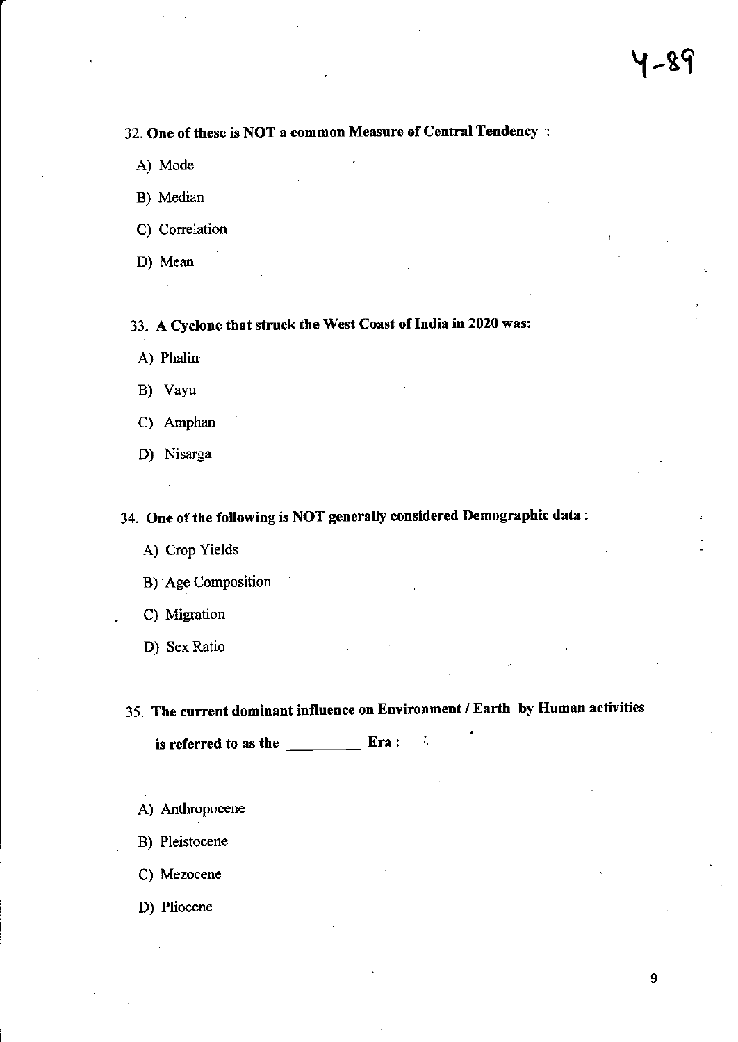**32. One of these is NOT a common Measure of Central Tendency :**

A) Mode

B) Median

C) Correlation

D) Mean

**33. A Cyclone that struck the West Coast of India in 2020 was:**

A) Phalin

B) Vayu

C) Amphan

D) Nisarga

**34. One of the following is NOT generally considered Demographic data :**

A) Crop Yields

B) Age Composition

C) Migration

D) Sex Ratio

**35. The current dominant influence on Environment / Earth by Human activities is referred to as the _________ Era :**

A) Anthropocene

B) Pleistocene

C) Mezocene

D) Pliocene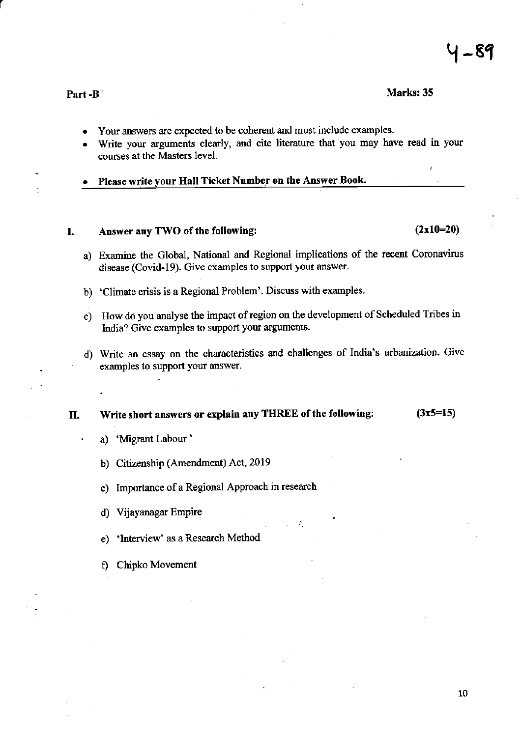Y-89

**Part -B** **Marks: 35**

- Your answers are expected to be coherent and must include examples.
- Write your arguments clearly, and cite literature that you may have read in your courses at the Masters level.
- **Please write your Hall Ticket Number on the Answer Book.**

## I. Answer any TWO of the following: (2x10=20)

a) Examine the Global, National and Regional implications of the recent Coronavirus disease (Covid-19). Give examples to support your answer.

b) 'Climate crisis is a Regional Problem'. Discuss with examples.

c) How do you analyse the impact of region on the development of Scheduled Tribes in India? Give examples to support your arguments.

d) Write an essay on the characteristics and challenges of India's urbanization. Give examples to support your answer.

## II. Write short answers or explain any THREE of the following: (3x5=15)

a) 'Migrant Labour '

b) Citizenship (Amendment) Act, 2019

c) Importance of a Regional Approach in research

d) Vijayanagar Empire

e) 'Interview' as a Research Method

f) Chipko Movement